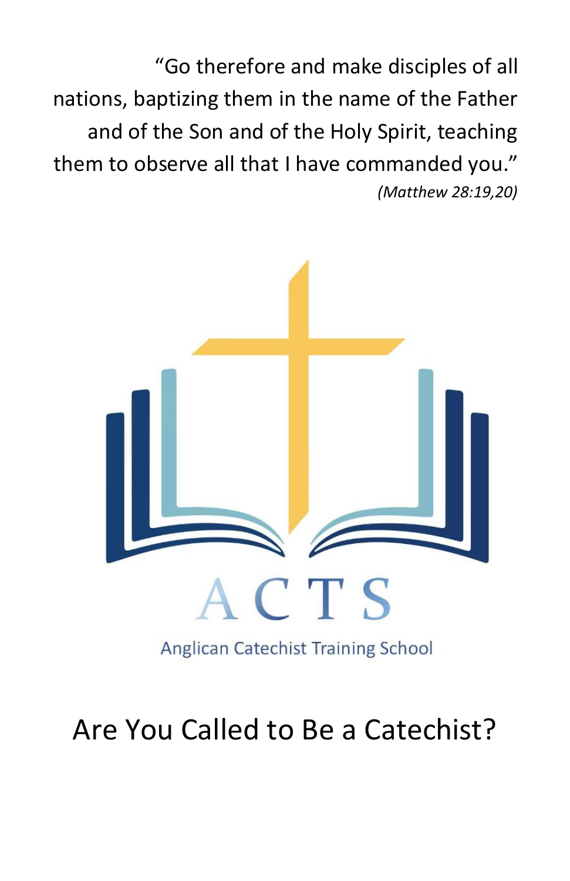“Go therefore and make disciples of all nations, baptizing them in the name of the Father and of the Son and of the Holy Spirit, teaching them to observe all that I have commanded you.”

*(Matthew 28:19,20)*

ACTS

Anglican Catechist Training School

# Are You Called to Be a Catechist?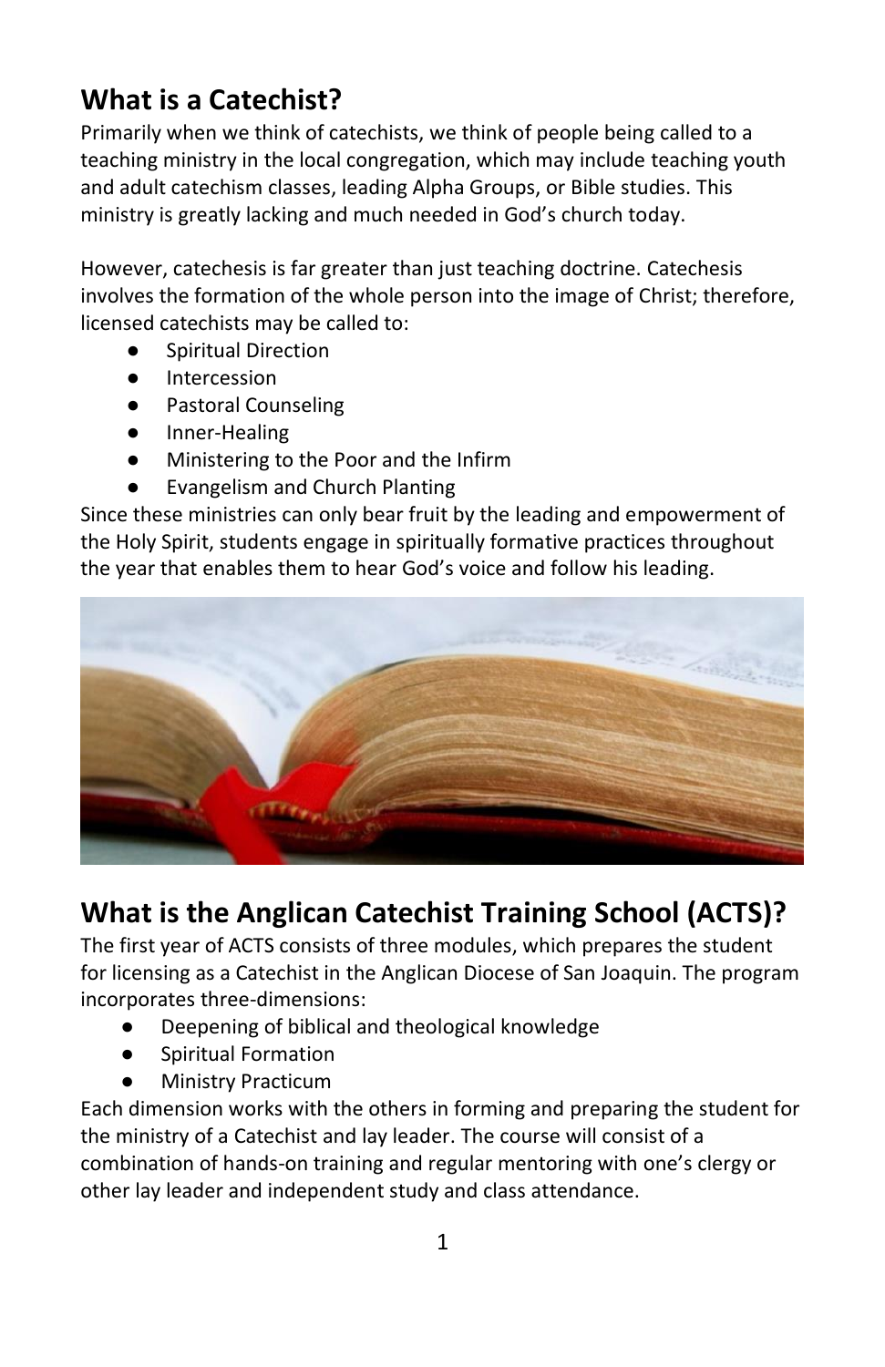## What is a Catechist?

Primarily when we think of catechists, we think of people being called to a teaching ministry in the local congregation, which may include teaching youth and adult catechism classes, leading Alpha Groups, or Bible studies. This ministry is greatly lacking and much needed in God's church today.

However, catechesis is far greater than just teaching doctrine. Catechesis involves the formation of the whole person into the image of Christ; therefore, licensed catechists may be called to:

- Spiritual Direction
- Intercession
- Pastoral Counseling
- Inner-Healing
- Ministering to the Poor and the Infirm
- Evangelism and Church Planting

Since these ministries can only bear fruit by the leading and empowerment of the Holy Spirit, students engage in spiritually formative practices throughout the year that enables them to hear God's voice and follow his leading.

## What is the Anglican Catechist Training School (ACTS)?

The first year of ACTS consists of three modules, which prepares the student for licensing as a Catechist in the Anglican Diocese of San Joaquin. The program incorporates three-dimensions:

- Deepening of biblical and theological knowledge
- Spiritual Formation
- Ministry Practicum

Each dimension works with the others in forming and preparing the student for the ministry of a Catechist and lay leader. The course will consist of a combination of hands-on training and regular mentoring with one's clergy or other lay leader and independent study and class attendance.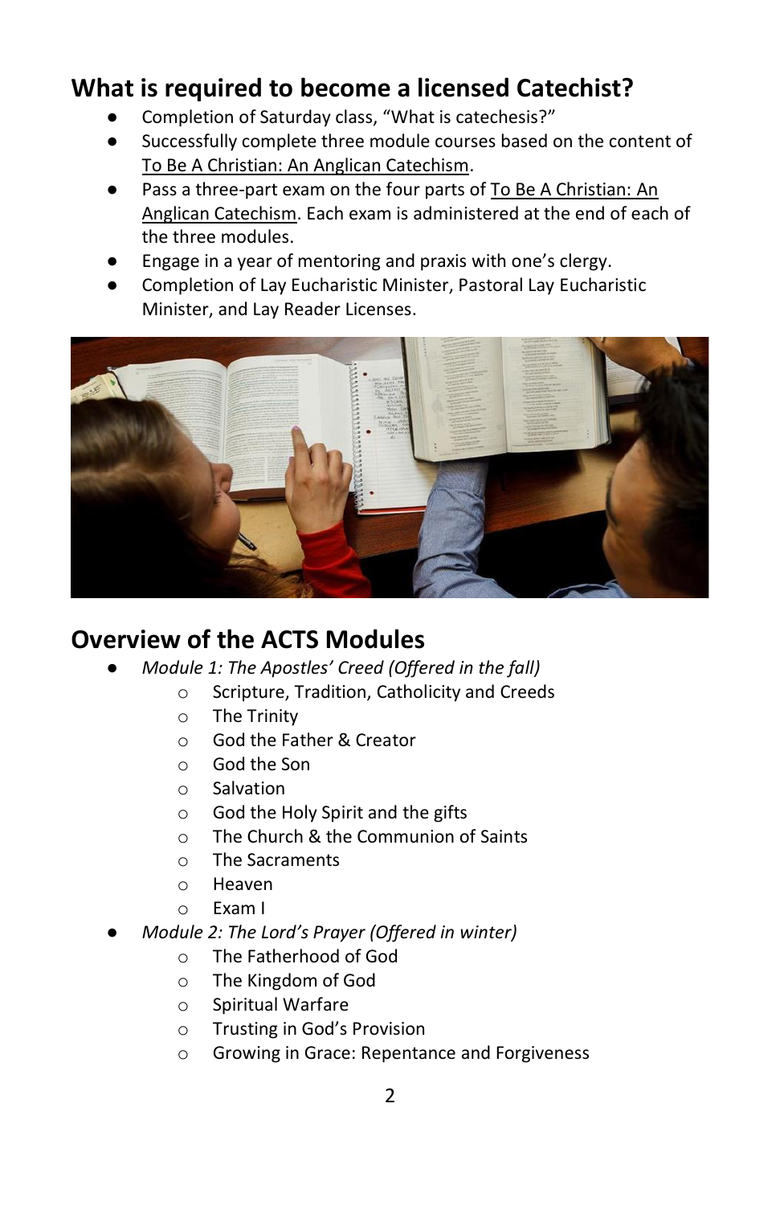## What is required to become a licensed Catechist?

- Completion of Saturday class, "What is catechesis?"
- Successfully complete three module courses based on the content of To Be A Christian: An Anglican Catechism.
- Pass a three-part exam on the four parts of To Be A Christian: An Anglican Catechism. Each exam is administered at the end of each of the three modules.
- Engage in a year of mentoring and praxis with one's clergy.
- Completion of Lay Eucharistic Minister, Pastoral Lay Eucharistic Minister, and Lay Reader Licenses.

## Overview of the ACTS Modules

- *Module 1: The Apostles' Creed (Offered in the fall)*
  - Scripture, Tradition, Catholicity and Creeds
  - The Trinity
  - God the Father & Creator
  - God the Son
  - Salvation
  - God the Holy Spirit and the gifts
  - The Church & the Communion of Saints
  - The Sacraments
  - Heaven
  - Exam I
- *Module 2: The Lord's Prayer (Offered in winter)*
  - The Fatherhood of God
  - The Kingdom of God
  - Spiritual Warfare
  - Trusting in God's Provision
  - Growing in Grace: Repentance and Forgiveness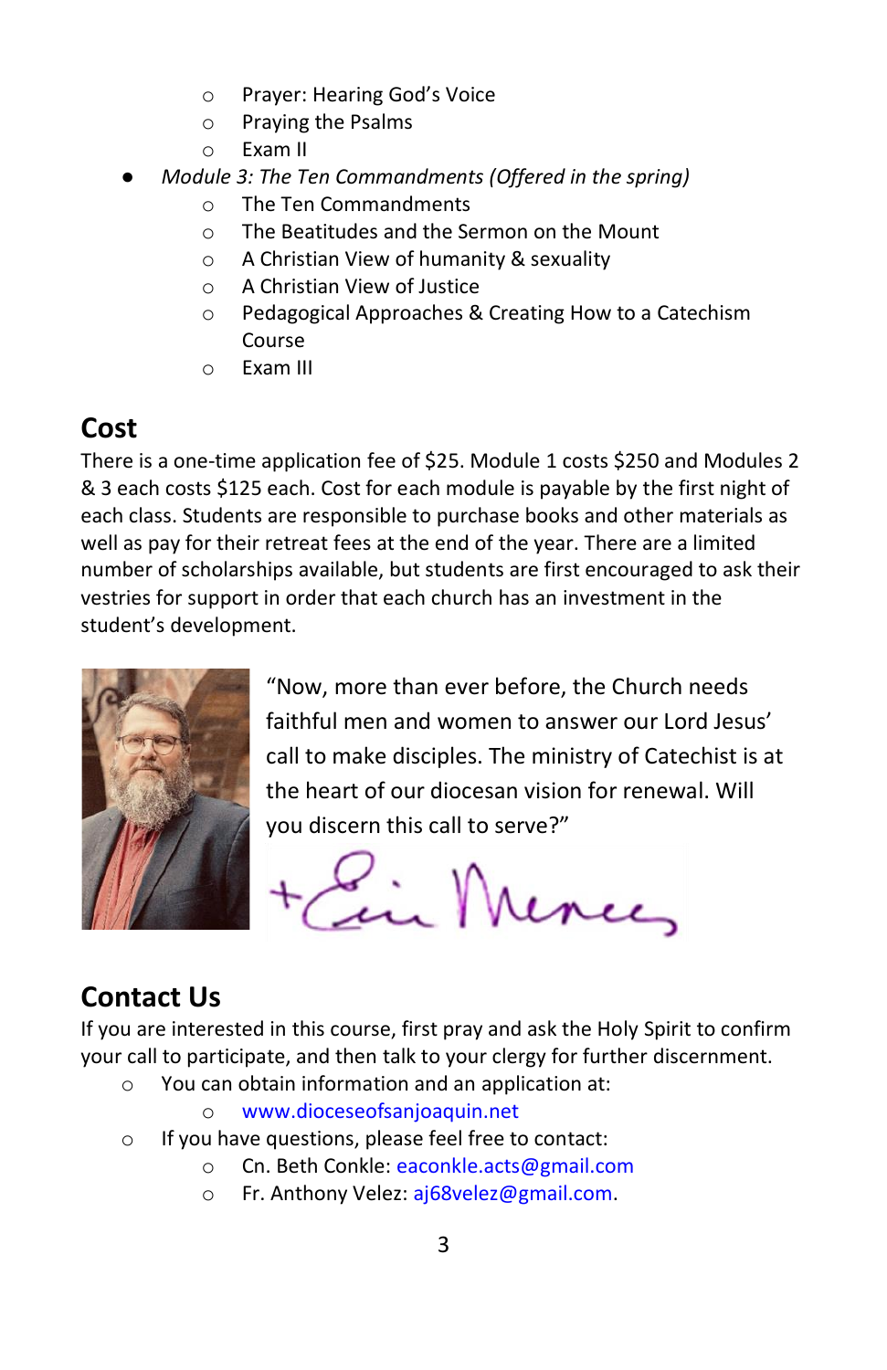- Prayer: Hearing God's Voice
- Praying the Psalms
- Exam II

- *Module 3: The Ten Commandments (Offered in the spring)*
  - The Ten Commandments
  - The Beatitudes and the Sermon on the Mount
  - A Christian View of humanity & sexuality
  - A Christian View of Justice
  - Pedagogical Approaches & Creating How to a Catechism Course
  - Exam III

## Cost

There is a one-time application fee of $25. Module 1 costs $250 and Modules 2 & 3 each costs $125 each. Cost for each module is payable by the first night of each class. Students are responsible to purchase books and other materials as well as pay for their retreat fees at the end of the year. There are a limited number of scholarships available, but students are first encouraged to ask their vestries for support in order that each church has an investment in the student's development.

"Now, more than ever before, the Church needs faithful men and women to answer our Lord Jesus' call to make disciples. The ministry of Catechist is at the heart of our diocesan vision for renewal. Will you discern this call to serve?"

+Eric Menees

## Contact Us

If you are interested in this course, first pray and ask the Holy Spirit to confirm your call to participate, and then talk to your clergy for further discernment.

- You can obtain information and an application at:
  - www.dioceseofsanjoaquin.net
- If you have questions, please feel free to contact:
  - Cn. Beth Conkle: eaconkle.acts@gmail.com
  - Fr. Anthony Velez: aj68velez@gmail.com.